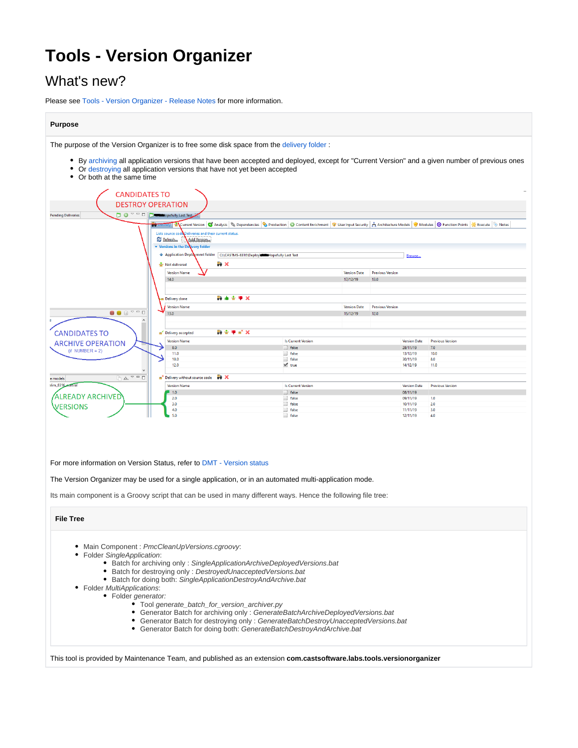# Tools - Version Organizer

## What's new?

Please see Tools - Version Organizer - Release Notes for more information.

### Purpose

The purpose of the Version Organizer is to free some disk space from the delivery folder :

- By archiving all application versions that have been accepted and deployed, except for "Current Version" and a given number of previous ones
- Or destroying all application versions that have not yet been accepted
- Or both at the same time

For more information on Version Status, refer to DMT - Version status

The Version Organizer may be used for a single application, or in an automated multi-application mode.

Its main component is a Groovy script that can be used in many different ways. Hence the following file tree:

### File Tree

- Main Component : *PmcCleanUpVersions.cgroovy*:
- Folder *SingleApplication*:
  - Batch for archiving only : *SingleApplicationArchiveDeployedVersions.bat*
  - Batch for destroying only : *DestroyedUnacceptedVersions.bat*
  - Batch for doing both: *SingleApplicationDestroyAndArchive.bat*
- Folder *MultiApplications*:
  - Folder *generator:*
    - Tool *generate_batch_for_version_archiver.py*
    - Generator Batch for archiving only : *GenerateBatchArchiveDeployedVersions.bat*
    - Generator Batch for destroying only : *GenerateBatchDestroyUnacceptedVersions.bat*
    - Generator Batch for doing both: *GenerateBatchDestroyAndArchive.bat*

This tool is provided by Maintenance Team, and published as an extension **com.castsoftware.labs.tools.versionorganizer**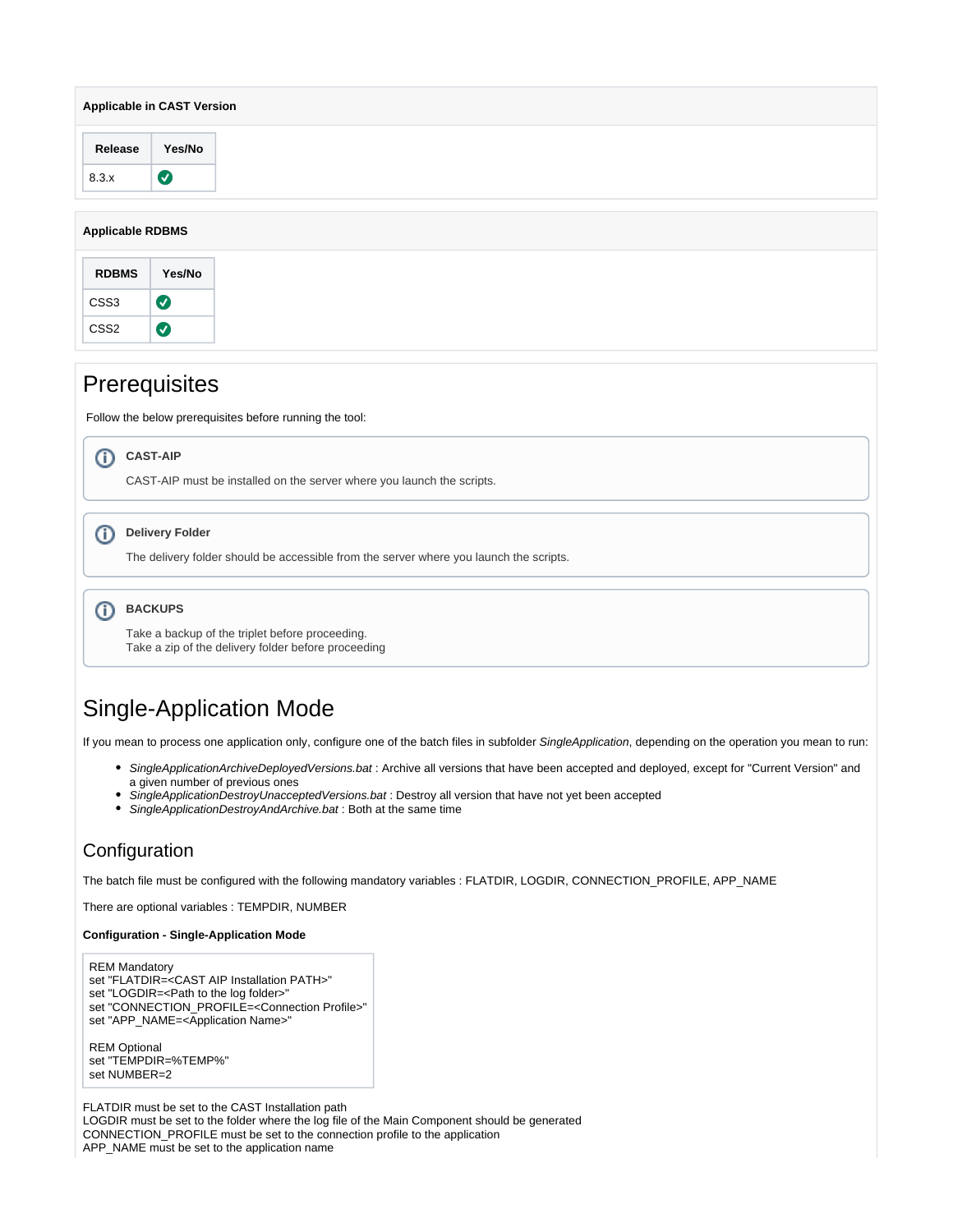**Applicable in CAST Version**

| Release | Yes/No |
| --- | --- |
| 8.3.x | ✅ |

**Applicable RDBMS**

| RDBMS | Yes/No |
| --- | --- |
| CSS3 | ✅ |
| CSS2 | ✅ |

# Prerequisites

Follow the below prerequisites before running the tool:

> **CAST-AIP**
>
> CAST-AIP must be installed on the server where you launch the scripts.

> **Delivery Folder**
>
> The delivery folder should be accessible from the server where you launch the scripts.

> **BACKUPS**
>
> Take a backup of the triplet before proceeding.
> Take a zip of the delivery folder before proceeding

# Single-Application Mode

If you mean to process one application only, configure one of the batch files in subfolder *SingleApplication*, depending on the operation you mean to run:

- *SingleApplicationArchiveDeployedVersions.bat* : Archive all versions that have been accepted and deployed, except for "Current Version" and a given number of previous ones
- *SingleApplicationDestroyUnacceptedVersions.bat* : Destroy all version that have not yet been accepted
- *SingleApplicationDestroyAndArchive.bat* : Both at the same time

## Configuration

The batch file must be configured with the following mandatory variables : FLATDIR, LOGDIR, CONNECTION_PROFILE, APP_NAME

There are optional variables : TEMPDIR, NUMBER

**Configuration - Single-Application Mode**

```
REM Mandatory
set "FLATDIR=<CAST AIP Installation PATH>"
set "LOGDIR=<Path to the log folder>"
set "CONNECTION_PROFILE=<Connection Profile>"
set "APP_NAME=<Application Name>"

REM Optional
set "TEMPDIR=%TEMP%"
set NUMBER=2
```

FLATDIR must be set to the CAST Installation path
LOGDIR must be set to the folder where the log file of the Main Component should be generated
CONNECTION_PROFILE must be set to the connection profile to the application
APP_NAME must be set to the application name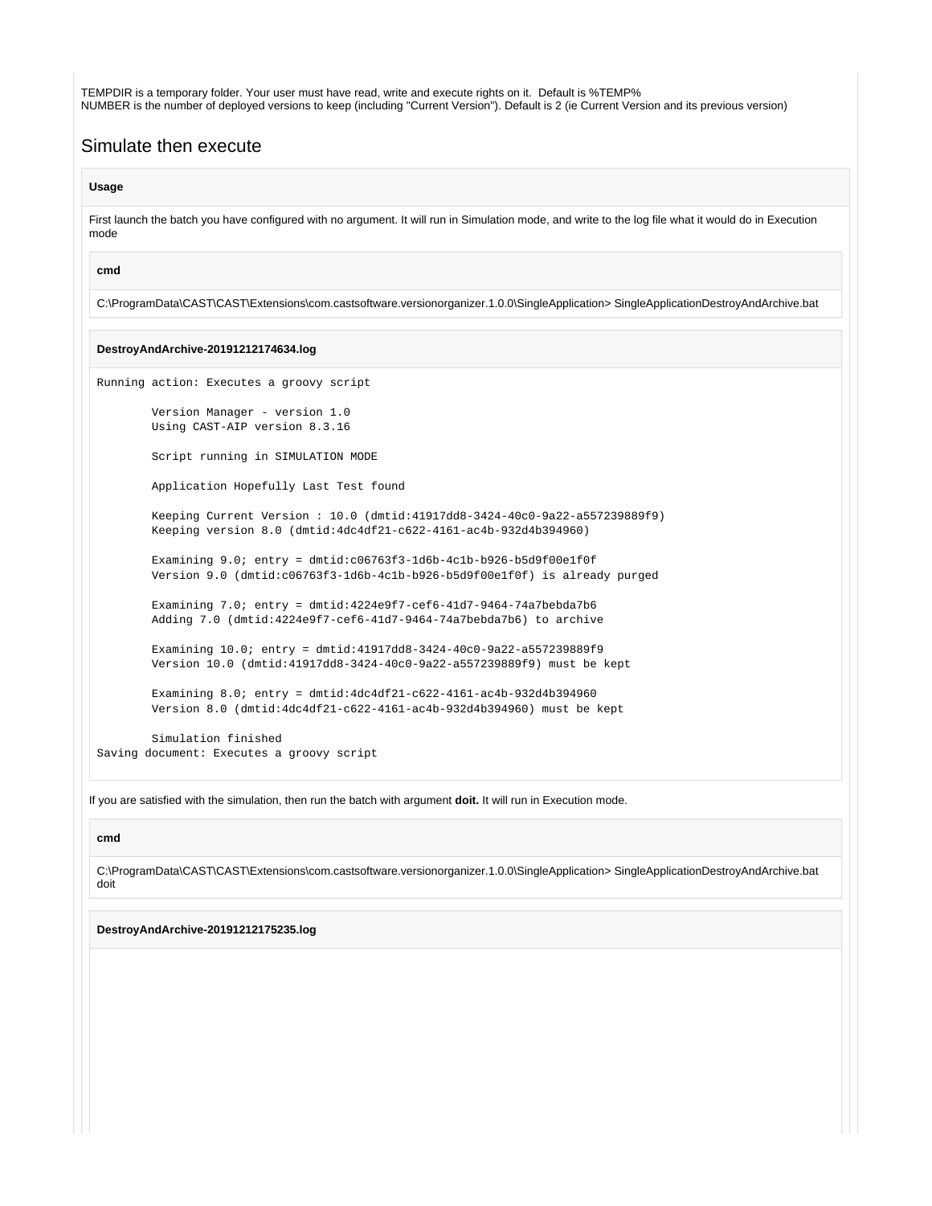TEMPDIR is a temporary folder. Your user must have read, write and execute rights on it. Default is %TEMP%
NUMBER is the number of deployed versions to keep (including "Current Version"). Default is 2 (ie Current Version and its previous version)

## Simulate then execute

**Usage**

First launch the batch you have configured with no argument. It will run in Simulation mode, and write to the log file what it would do in Execution mode

**cmd**

```
C:\ProgramData\CAST\CAST\Extensions\com.castsoftware.versionorganizer.1.0.0\SingleApplication> SingleApplicationDestroyAndArchive.bat
```

**DestroyAndArchive-20191212174634.log**

```
Running action: Executes a groovy script

        Version Manager - version 1.0
        Using CAST-AIP version 8.3.16

        Script running in SIMULATION MODE

        Application Hopefully Last Test found

        Keeping Current Version : 10.0 (dmtid:41917dd8-3424-40c0-9a22-a557239889f9)
        Keeping version 8.0 (dmtid:4dc4df21-c622-4161-ac4b-932d4b394960)

        Examining 9.0; entry = dmtid:c06763f3-1d6b-4c1b-b926-b5d9f00e1f0f
        Version 9.0 (dmtid:c06763f3-1d6b-4c1b-b926-b5d9f00e1f0f) is already purged

        Examining 7.0; entry = dmtid:4224e9f7-cef6-41d7-9464-74a7bebda7b6
        Adding 7.0 (dmtid:4224e9f7-cef6-41d7-9464-74a7bebda7b6) to archive

        Examining 10.0; entry = dmtid:41917dd8-3424-40c0-9a22-a557239889f9
        Version 10.0 (dmtid:41917dd8-3424-40c0-9a22-a557239889f9) must be kept

        Examining 8.0; entry = dmtid:4dc4df21-c622-4161-ac4b-932d4b394960
        Version 8.0 (dmtid:4dc4df21-c622-4161-ac4b-932d4b394960) must be kept

        Simulation finished
Saving document: Executes a groovy script
```

If you are satisfied with the simulation, then run the batch with argument **doit.** It will run in Execution mode.

**cmd**

```
C:\ProgramData\CAST\CAST\Extensions\com.castsoftware.versionorganizer.1.0.0\SingleApplication> SingleApplicationDestroyAndArchive.bat doit
```

**DestroyAndArchive-20191212175235.log**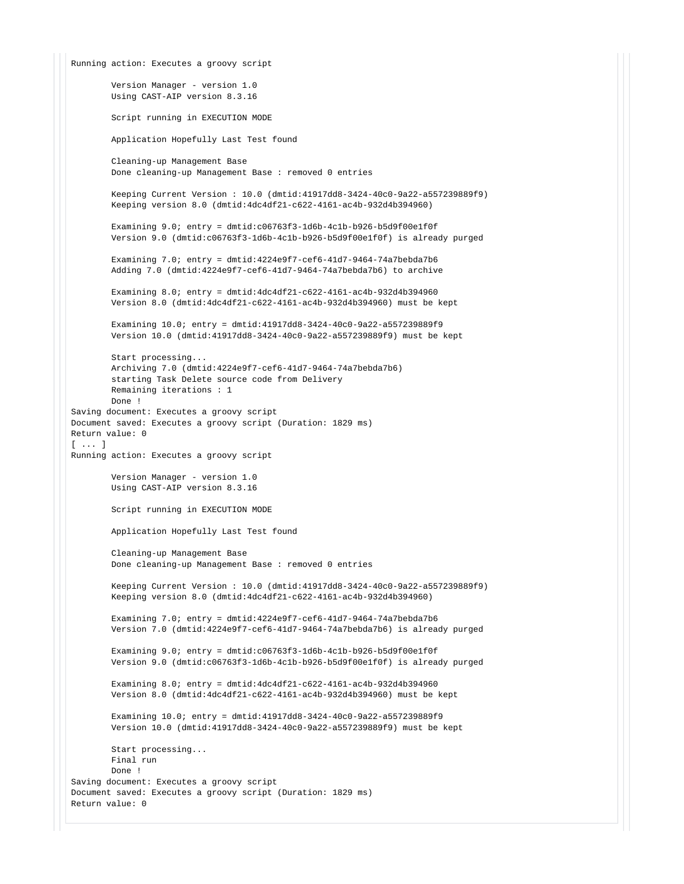```
Running action: Executes a groovy script

        Version Manager - version 1.0
        Using CAST-AIP version 8.3.16

        Script running in EXECUTION MODE

        Application Hopefully Last Test found

        Cleaning-up Management Base
        Done cleaning-up Management Base : removed 0 entries

        Keeping Current Version : 10.0 (dmtid:41917dd8-3424-40c0-9a22-a557239889f9)
        Keeping version 8.0 (dmtid:4dc4df21-c622-4161-ac4b-932d4b394960)

        Examining 9.0; entry = dmtid:c06763f3-1d6b-4c1b-b926-b5d9f00e1f0f
        Version 9.0 (dmtid:c06763f3-1d6b-4c1b-b926-b5d9f00e1f0f) is already purged

        Examining 7.0; entry = dmtid:4224e9f7-cef6-41d7-9464-74a7bebda7b6
        Adding 7.0 (dmtid:4224e9f7-cef6-41d7-9464-74a7bebda7b6) to archive

        Examining 8.0; entry = dmtid:4dc4df21-c622-4161-ac4b-932d4b394960
        Version 8.0 (dmtid:4dc4df21-c622-4161-ac4b-932d4b394960) must be kept

        Examining 10.0; entry = dmtid:41917dd8-3424-40c0-9a22-a557239889f9
        Version 10.0 (dmtid:41917dd8-3424-40c0-9a22-a557239889f9) must be kept

        Start processing...
        Archiving 7.0 (dmtid:4224e9f7-cef6-41d7-9464-74a7bebda7b6)
        starting Task Delete source code from Delivery
        Remaining iterations : 1
        Done !
Saving document: Executes a groovy script
Document saved: Executes a groovy script (Duration: 1829 ms)
Return value: 0
[ ... ]
Running action: Executes a groovy script

        Version Manager - version 1.0
        Using CAST-AIP version 8.3.16

        Script running in EXECUTION MODE

        Application Hopefully Last Test found

        Cleaning-up Management Base
        Done cleaning-up Management Base : removed 0 entries

        Keeping Current Version : 10.0 (dmtid:41917dd8-3424-40c0-9a22-a557239889f9)
        Keeping version 8.0 (dmtid:4dc4df21-c622-4161-ac4b-932d4b394960)

        Examining 7.0; entry = dmtid:4224e9f7-cef6-41d7-9464-74a7bebda7b6
        Version 7.0 (dmtid:4224e9f7-cef6-41d7-9464-74a7bebda7b6) is already purged

        Examining 9.0; entry = dmtid:c06763f3-1d6b-4c1b-b926-b5d9f00e1f0f
        Version 9.0 (dmtid:c06763f3-1d6b-4c1b-b926-b5d9f00e1f0f) is already purged

        Examining 8.0; entry = dmtid:4dc4df21-c622-4161-ac4b-932d4b394960
        Version 8.0 (dmtid:4dc4df21-c622-4161-ac4b-932d4b394960) must be kept

        Examining 10.0; entry = dmtid:41917dd8-3424-40c0-9a22-a557239889f9
        Version 10.0 (dmtid:41917dd8-3424-40c0-9a22-a557239889f9) must be kept

        Start processing...
        Final run
        Done !
Saving document: Executes a groovy script
Document saved: Executes a groovy script (Duration: 1829 ms)
Return value: 0
```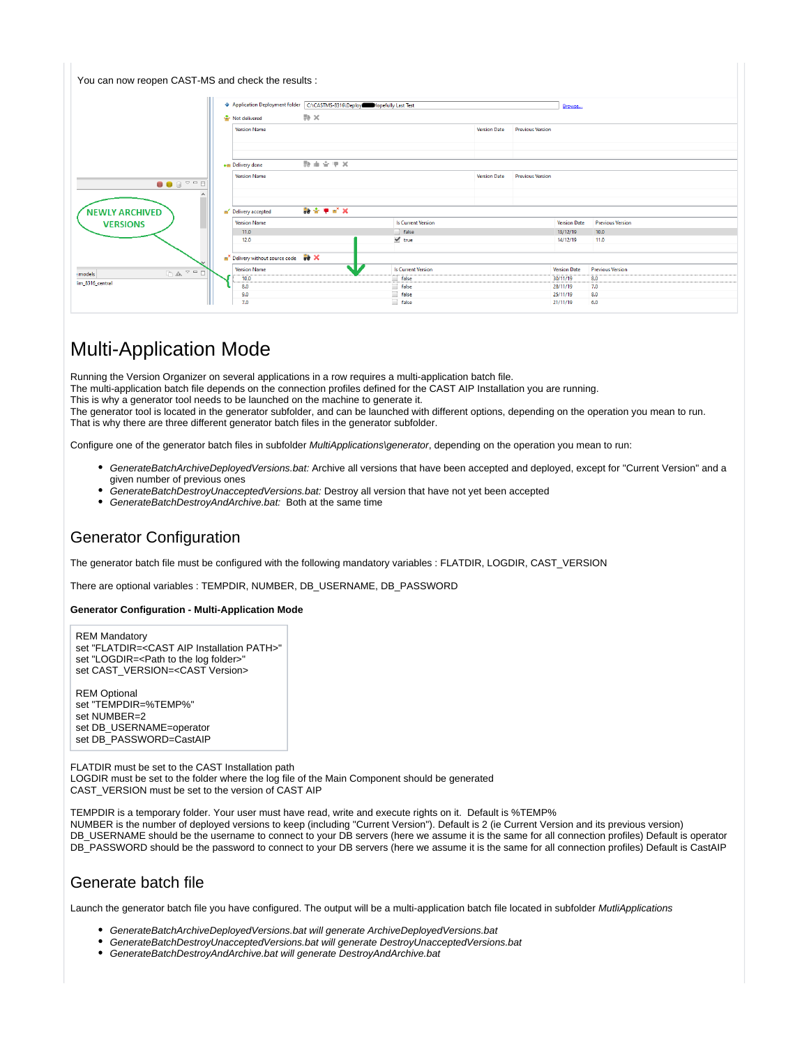You can now reopen CAST-MS and check the results :

# Multi-Application Mode

Running the Version Organizer on several applications in a row requires a multi-application batch file.
The multi-application batch file depends on the connection profiles defined for the CAST AIP Installation you are running.
This is why a generator tool needs to be launched on the machine to generate it.
The generator tool is located in the generator subfolder, and can be launched with different options, depending on the operation you mean to run.
That is why there are three different generator batch files in the generator subfolder.

Configure one of the generator batch files in subfolder *MultiApplications\generator*, depending on the operation you mean to run:

- *GenerateBatchArchiveDeployedVersions.bat:* Archive all versions that have been accepted and deployed, except for "Current Version" and a given number of previous ones
- *GenerateBatchDestroyUnacceptedVersions.bat:* Destroy all version that have not yet been accepted
- *GenerateBatchDestroyAndArchive.bat:* Both at the same time

## Generator Configuration

The generator batch file must be configured with the following mandatory variables : FLATDIR, LOGDIR, CAST_VERSION

There are optional variables : TEMPDIR, NUMBER, DB_USERNAME, DB_PASSWORD

**Generator Configuration - Multi-Application Mode**

```
REM Mandatory
set "FLATDIR=<CAST AIP Installation PATH>"
set "LOGDIR=<Path to the log folder>"
set CAST_VERSION=<CAST Version>

REM Optional
set "TEMPDIR=%TEMP%"
set NUMBER=2
set DB_USERNAME=operator
set DB_PASSWORD=CastAIP
```

FLATDIR must be set to the CAST Installation path
LOGDIR must be set to the folder where the log file of the Main Component should be generated
CAST_VERSION must be set to the version of CAST AIP

TEMPDIR is a temporary folder. Your user must have read, write and execute rights on it. Default is %TEMP%
NUMBER is the number of deployed versions to keep (including "Current Version"). Default is 2 (ie Current Version and its previous version)
DB_USERNAME should be the username to connect to your DB servers (here we assume it is the same for all connection profiles) Default is operator
DB_PASSWORD should be the password to connect to your DB servers (here we assume it is the same for all connection profiles) Default is CastAIP

## Generate batch file

Launch the generator batch file you have configured. The output will be a multi-application batch file located in subfolder *MutliApplications*

- *GenerateBatchArchiveDeployedVersions.bat will generate ArchiveDeployedVersions.bat*
- *GenerateBatchDestroyUnacceptedVersions.bat will generate DestroyUnacceptedVersions.bat*
- *GenerateBatchDestroyAndArchive.bat will generate DestroyAndArchive.bat*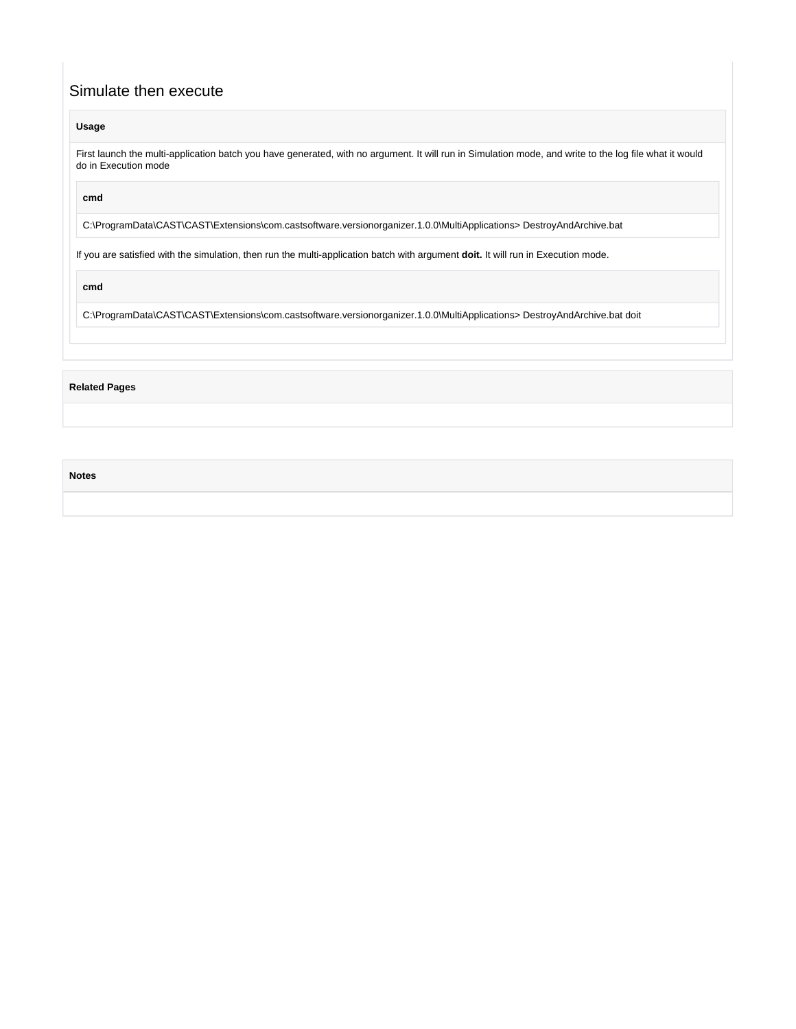## Simulate then execute

**Usage**

First launch the multi-application batch you have generated, with no argument. It will run in Simulation mode, and write to the log file what it would do in Execution mode

**cmd**

```
C:\ProgramData\CAST\CAST\Extensions\com.castsoftware.versionorganizer.1.0.0\MultiApplications> DestroyAndArchive.bat
```

If you are satisfied with the simulation, then run the multi-application batch with argument **doit.** It will run in Execution mode.

**cmd**

```
C:\ProgramData\CAST\CAST\Extensions\com.castsoftware.versionorganizer.1.0.0\MultiApplications> DestroyAndArchive.bat doit
```

**Related Pages**

**Notes**